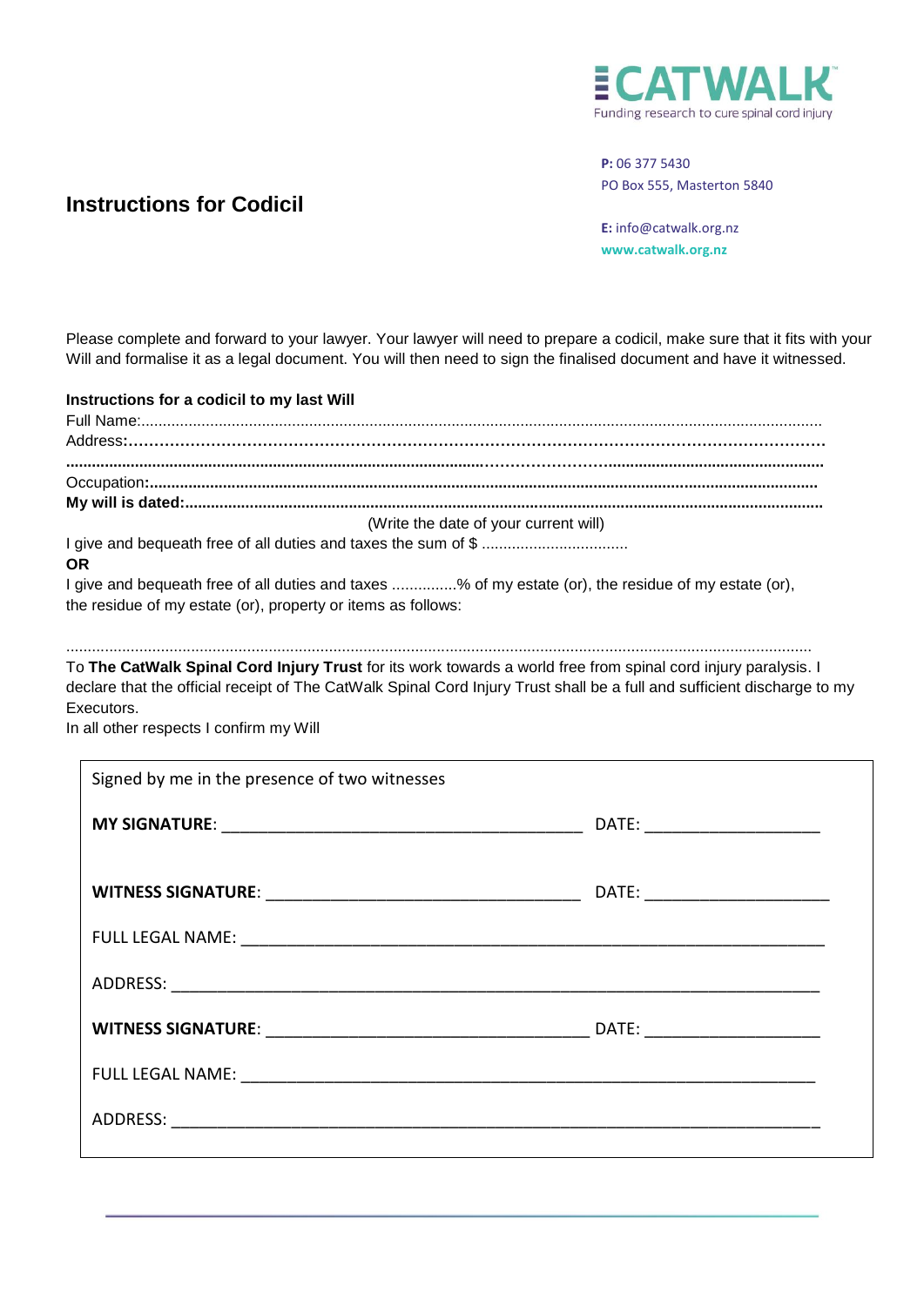CATWALK
Funding research to cure spinal cord injury

**P:** 06 377 5430
PO Box 555, Masterton 5840

**E:** info@catwalk.org.nz
**www.catwalk.org.nz**

# Instructions for Codicil

Please complete and forward to your lawyer. Your lawyer will need to prepare a codicil, make sure that it fits with your Will and formalise it as a legal document. You will then need to sign the finalised document and have it witnessed.

**Instructions for a codicil to my last Will**

Full Name:...................................................................................................................................................

Address:.......................................................................................................................................................

.......................................................................................................................................................................

Occupation:..................................................................................................................................................

**My will is dated:**.........................................................................................................................................

(Write the date of your current will)

I give and bequeath free of all duties and taxes the sum of $ .................................

**OR**

I give and bequeath free of all duties and taxes ..............% of my estate (or), the residue of my estate (or), the residue of my estate (or), property or items as follows:

.......................................................................................................................................................................

To **The CatWalk Spinal Cord Injury Trust** for its work towards a world free from spinal cord injury paralysis. I declare that the official receipt of The CatWalk Spinal Cord Injury Trust shall be a full and sufficient discharge to my Executors.

In all other respects I confirm my Will

Signed by me in the presence of two witnesses

**MY SIGNATURE**: ________________________________________ DATE: ___________________

**WITNESS SIGNATURE**: __________________________________ DATE: ___________________

FULL LEGAL NAME: _________________________________________________________________

ADDRESS: _______________________________________________________________________

**WITNESS SIGNATURE**: __________________________________ DATE: ___________________

FULL LEGAL NAME: _________________________________________________________________

ADDRESS: _______________________________________________________________________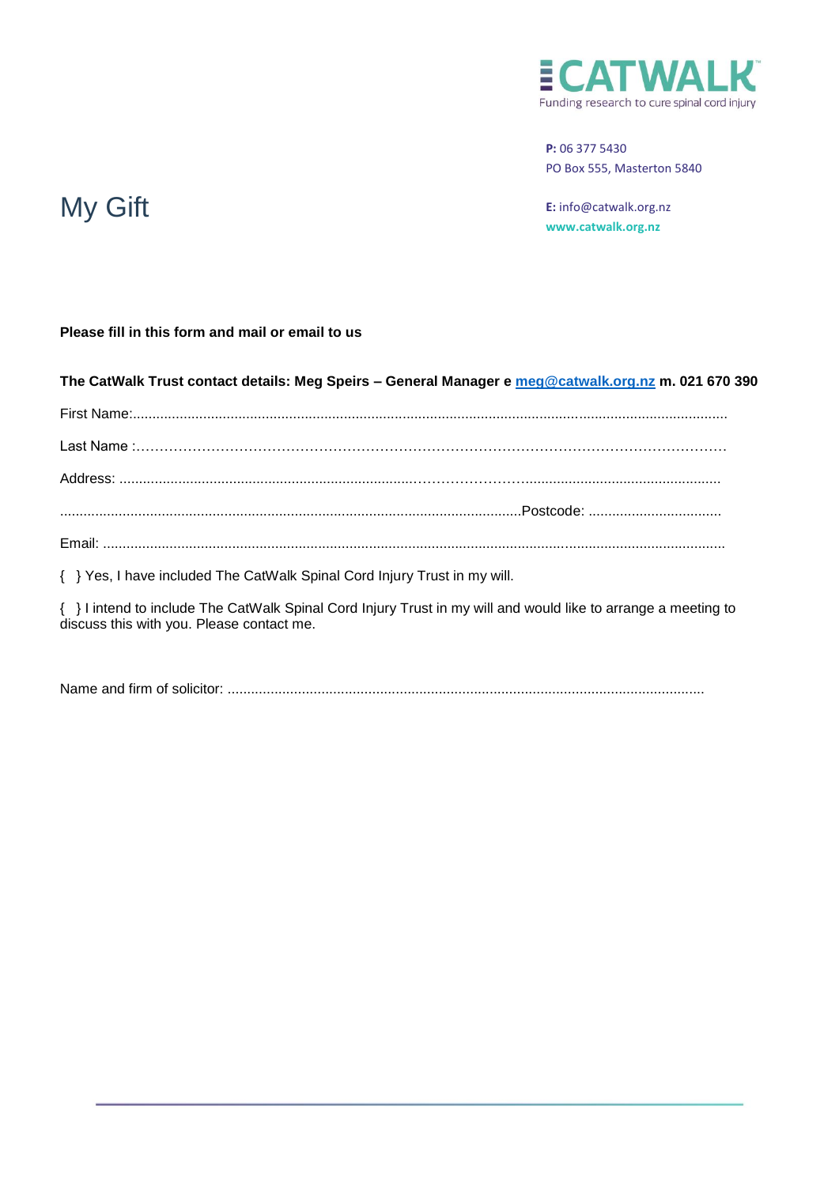CATWALK

Funding research to cure spinal cord injury

**P:** 06 377 5430
PO Box 555, Masterton 5840

**E:** info@catwalk.org.nz
**www.catwalk.org.nz**

# My Gift

**Please fill in this form and mail or email to us**

**The CatWalk Trust contact details: Meg Speirs – General Manager e meg@catwalk.org.nz m. 021 670 390**

First Name:........................................................................................................................................................

Last Name :……………………………………………………………………………………………………………

Address: ..........................................................................……………………................................................

.....................................................................................................................Postcode: .................................

Email: ..............................................................................................................................................................

{ } Yes, I have included The CatWalk Spinal Cord Injury Trust in my will.

{ } I intend to include The CatWalk Spinal Cord Injury Trust in my will and would like to arrange a meeting to discuss this with you. Please contact me.

Name and firm of solicitor: .........................................................................................................................